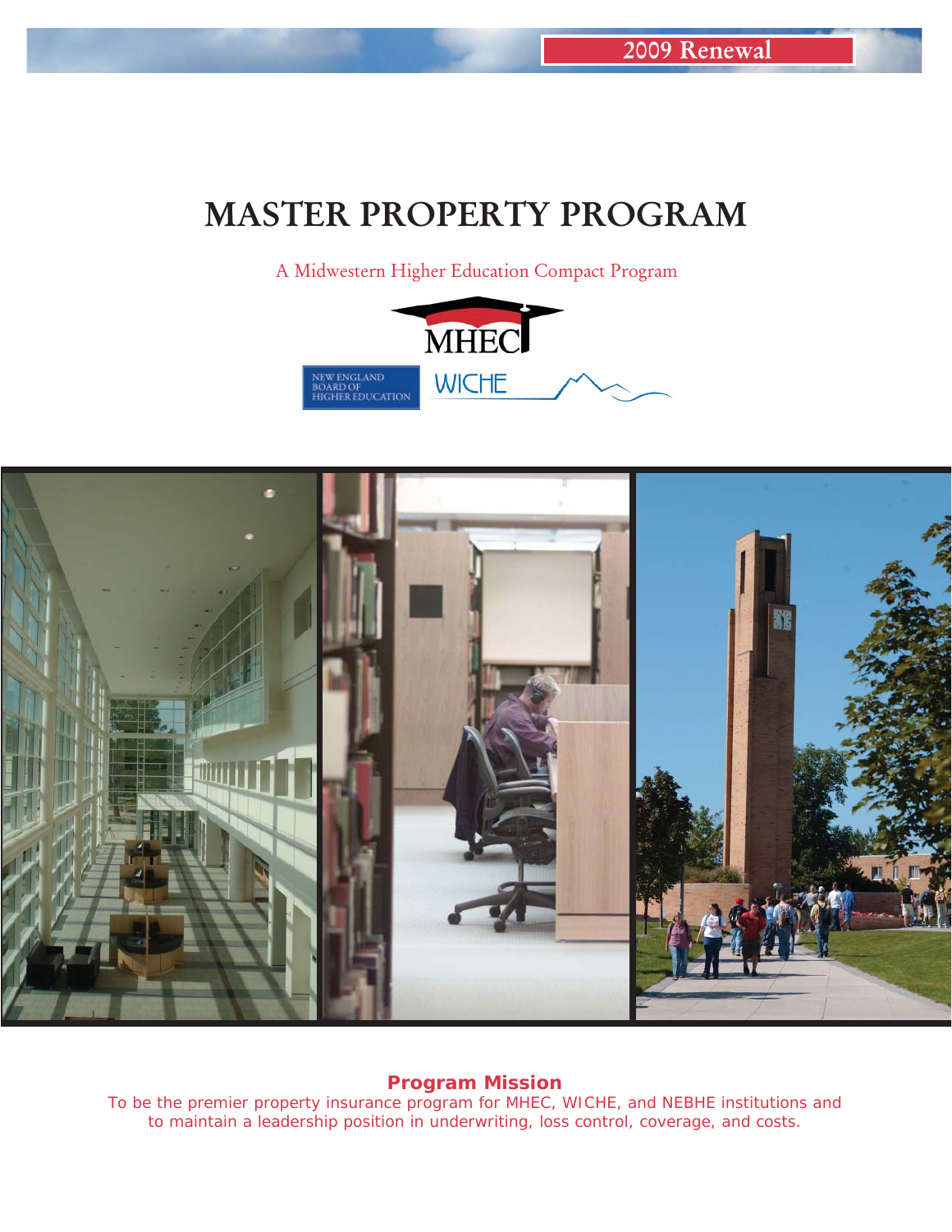2009 Renewal

# MASTER PROPERTY PROGRAM

A Midwestern Higher Education Compact Program

MHEC

NEW ENGLAND BOARD OF HIGHER EDUCATION

WICHE

**Program Mission**

To be the premier property insurance program for MHEC, WICHE, and NEBHE institutions and to maintain a leadership position in underwriting, loss control, coverage, and costs.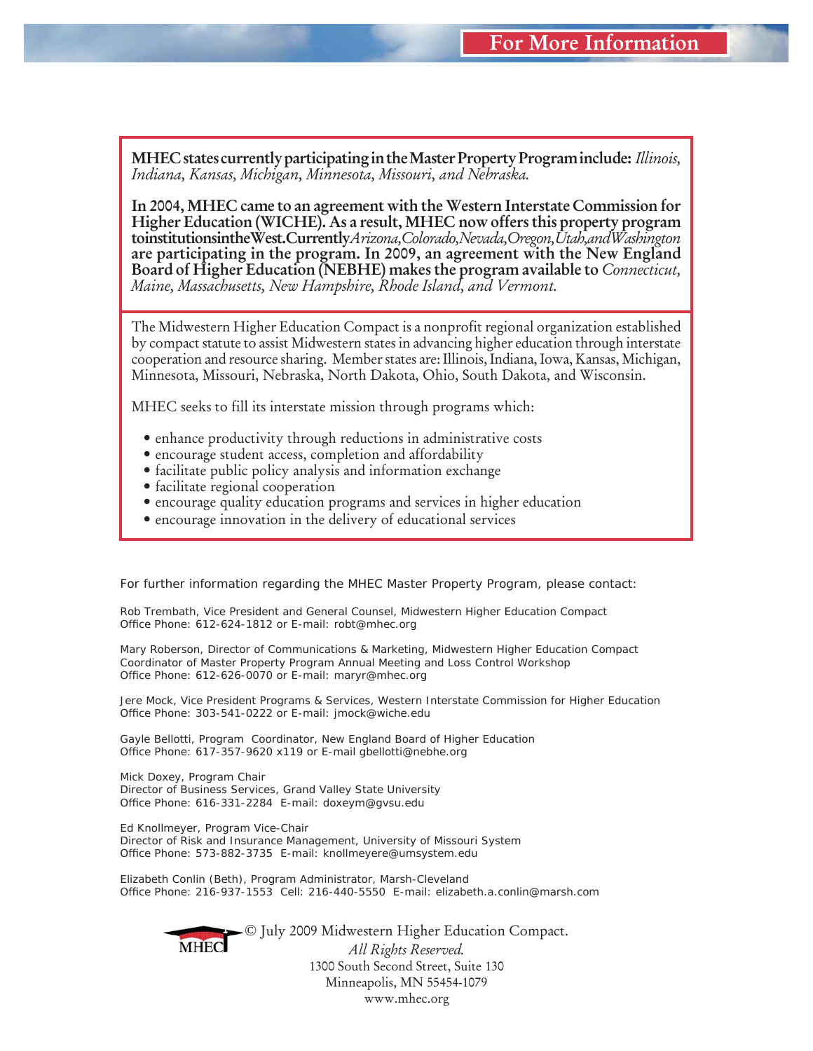# For More Information

**MHEC states currently participating in the Master Property Program include:** *Illinois, Indiana, Kansas, Michigan, Minnesota, Missouri, and Nebraska.*

**In 2004, MHEC came to an agreement with the Western Interstate Commission for Higher Education (WICHE). As a result, MHEC now offers this property program to institutions in the West. Currently** *Arizona, Colorado, Nevada, Oregon, Utah, and Washington* **are participating in the program. In 2009, an agreement with the New England Board of Higher Education (NEBHE) makes the program available to** *Connecticut, Maine, Massachusetts, New Hampshire, Rhode Island, and Vermont.*

The Midwestern Higher Education Compact is a nonprofit regional organization established by compact statute to assist Midwestern states in advancing higher education through interstate cooperation and resource sharing. Member states are: Illinois, Indiana, Iowa, Kansas, Michigan, Minnesota, Missouri, Nebraska, North Dakota, Ohio, South Dakota, and Wisconsin.

MHEC seeks to fill its interstate mission through programs which:

- enhance productivity through reductions in administrative costs
- encourage student access, completion and affordability
- facilitate public policy analysis and information exchange
- facilitate regional cooperation
- encourage quality education programs and services in higher education
- encourage innovation in the delivery of educational services

For further information regarding the MHEC Master Property Program, please contact:

Rob Trembath, Vice President and General Counsel, Midwestern Higher Education Compact
Office Phone: 612-624-1812 or E-mail: robt@mhec.org

Mary Roberson, Director of Communications & Marketing, Midwestern Higher Education Compact
Coordinator of Master Property Program Annual Meeting and Loss Control Workshop
Office Phone: 612-626-0070 or E-mail: maryr@mhec.org

Jere Mock, Vice President Programs & Services, Western Interstate Commission for Higher Education
Office Phone: 303-541-0222 or E-mail: jmock@wiche.edu

Gayle Bellotti, Program Coordinator, New England Board of Higher Education
Office Phone: 617-357-9620 x119 or E-mail gbellotti@nebhe.org

Mick Doxey, Program Chair
Director of Business Services, Grand Valley State University
Office Phone: 616-331-2284 E-mail: doxeym@gvsu.edu

Ed Knollmeyer, Program Vice-Chair
Director of Risk and Insurance Management, University of Missouri System
Office Phone: 573-882-3735 E-mail: knollmeyere@umsystem.edu

Elizabeth Conlin (Beth), Program Administrator, Marsh-Cleveland
Office Phone: 216-937-1553 Cell: 216-440-5550 E-mail: elizabeth.a.conlin@marsh.com

MHEC

© July 2009 Midwestern Higher Education Compact.
*All Rights Reserved.*
1300 South Second Street, Suite 130
Minneapolis, MN 55454-1079
www.mhec.org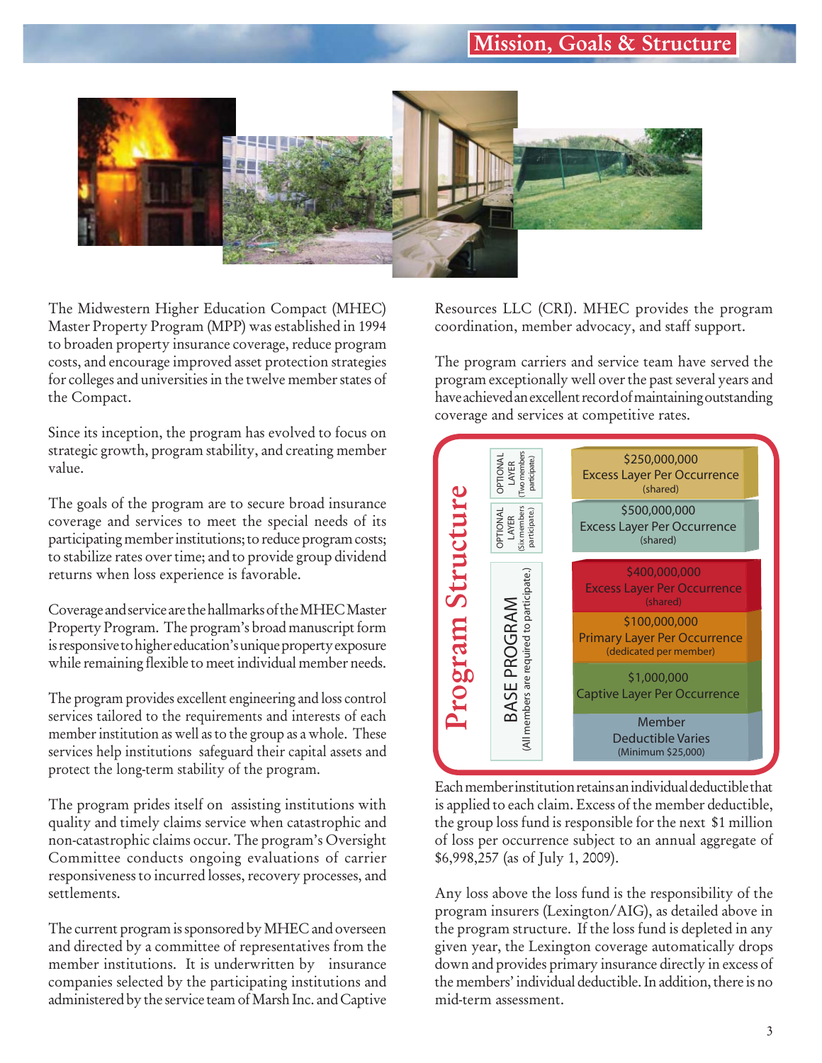# Mission, Goals & Structure

The Midwestern Higher Education Compact (MHEC) Master Property Program (MPP) was established in 1994 to broaden property insurance coverage, reduce program costs, and encourage improved asset protection strategies for colleges and universities in the twelve member states of the Compact.

Since its inception, the program has evolved to focus on strategic growth, program stability, and creating member value.

The goals of the program are to secure broad insurance coverage and services to meet the special needs of its participating member institutions; to reduce program costs; to stabilize rates over time; and to provide group dividend returns when loss experience is favorable.

Coverage and service are the hallmarks of the MHEC Master Property Program. The program's broad manuscript form is responsive to higher education's unique property exposure while remaining flexible to meet individual member needs.

The program provides excellent engineering and loss control services tailored to the requirements and interests of each member institution as well as to the group as a whole. These services help institutions safeguard their capital assets and protect the long-term stability of the program.

The program prides itself on assisting institutions with quality and timely claims service when catastrophic and non-catastrophic claims occur. The program's Oversight Committee conducts ongoing evaluations of carrier responsiveness to incurred losses, recovery processes, and settlements.

The current program is sponsored by MHEC and overseen and directed by a committee of representatives from the member institutions. It is underwritten by insurance companies selected by the participating institutions and administered by the service team of Marsh Inc. and Captive Resources LLC (CRI). MHEC provides the program coordination, member advocacy, and staff support.

The program carriers and service team have served the program exceptionally well over the past several years and have achieved an excellent record of maintaining outstanding coverage and services at competitive rates.

## Program Structure

| Layer | Coverage |
|---|---|
| OPTIONAL LAYER (Two members participate.) | $250,000,000 Excess Layer Per Occurrence (shared) |
| OPTIONAL LAYER (Six members participate.) | $500,000,000 Excess Layer Per Occurrence (shared) |
| BASE PROGRAM (All members are required to participate.) | $400,000,000 Excess Layer Per Occurrence (shared) |
| | $100,000,000 Primary Layer Per Occurrence (dedicated per member) |
| | $1,000,000 Captive Layer Per Occurrence |
| | Member Deductible Varies (Minimum $25,000) |

Each member institution retains an individual deductible that is applied to each claim. Excess of the member deductible, the group loss fund is responsible for the next $1 million of loss per occurrence subject to an annual aggregate of $6,998,257 (as of July 1, 2009).

Any loss above the loss fund is the responsibility of the program insurers (Lexington/AIG), as detailed above in the program structure. If the loss fund is depleted in any given year, the Lexington coverage automatically drops down and provides primary insurance directly in excess of the members' individual deductible. In addition, there is no mid-term assessment.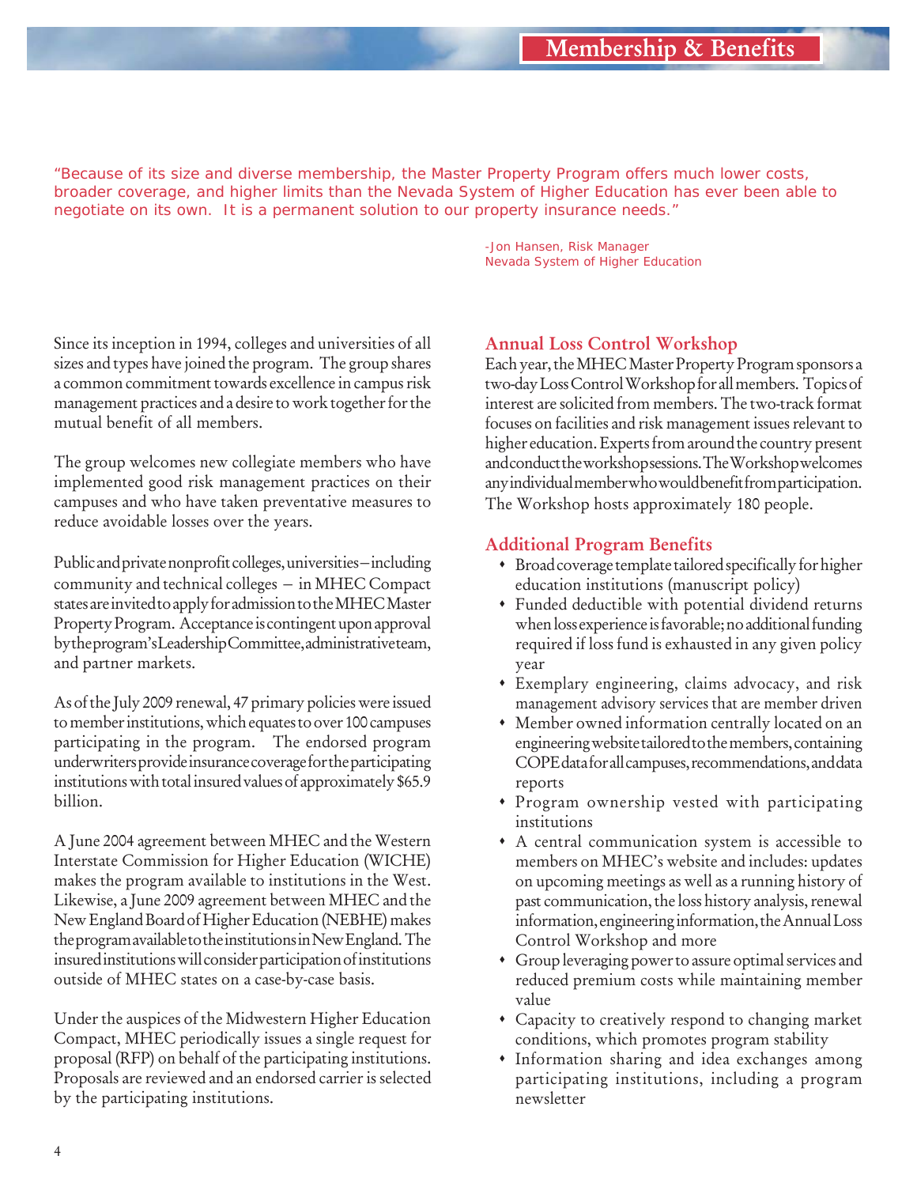# Membership & Benefits

"Because of its size and diverse membership, the Master Property Program offers much lower costs, broader coverage, and higher limits than the Nevada System of Higher Education has ever been able to negotiate on its own. It is a permanent solution to our property insurance needs."

-Jon Hansen, Risk Manager
Nevada System of Higher Education

Since its inception in 1994, colleges and universities of all sizes and types have joined the program. The group shares a common commitment towards excellence in campus risk management practices and a desire to work together for the mutual benefit of all members.

The group welcomes new collegiate members who have implemented good risk management practices on their campuses and who have taken preventative measures to reduce avoidable losses over the years.

Public and private nonprofit colleges, universities—including community and technical colleges – in MHEC Compact states are invited to apply for admission to the MHEC Master Property Program. Acceptance is contingent upon approval by the program's Leadership Committee, administrative team, and partner markets.

As of the July 2009 renewal, 47 primary policies were issued to member institutions, which equates to over 100 campuses participating in the program. The endorsed program underwriters provide insurance coverage for the participating institutions with total insured values of approximately $65.9 billion.

A June 2004 agreement between MHEC and the Western Interstate Commission for Higher Education (WICHE) makes the program available to institutions in the West. Likewise, a June 2009 agreement between MHEC and the New England Board of Higher Education (NEBHE) makes the program available to the institutions in New England. The insured institutions will consider participation of institutions outside of MHEC states on a case-by-case basis.

Under the auspices of the Midwestern Higher Education Compact, MHEC periodically issues a single request for proposal (RFP) on behalf of the participating institutions. Proposals are reviewed and an endorsed carrier is selected by the participating institutions.

## Annual Loss Control Workshop

Each year, the MHEC Master Property Program sponsors a two-day Loss Control Workshop for all members. Topics of interest are solicited from members. The two-track format focuses on facilities and risk management issues relevant to higher education. Experts from around the country present and conduct the workshop sessions. The Workshop welcomes any individual member who would benefit from participation. The Workshop hosts approximately 180 people.

## Additional Program Benefits

- Broad coverage template tailored specifically for higher education institutions (manuscript policy)
- Funded deductible with potential dividend returns when loss experience is favorable; no additional funding required if loss fund is exhausted in any given policy year
- Exemplary engineering, claims advocacy, and risk management advisory services that are member driven
- Member owned information centrally located on an engineering website tailored to the members, containing COPE data for all campuses, recommendations, and data reports
- Program ownership vested with participating institutions
- A central communication system is accessible to members on MHEC's website and includes: updates on upcoming meetings as well as a running history of past communication, the loss history analysis, renewal information, engineering information, the Annual Loss Control Workshop and more
- Group leveraging power to assure optimal services and reduced premium costs while maintaining member value
- Capacity to creatively respond to changing market conditions, which promotes program stability
- Information sharing and idea exchanges among participating institutions, including a program newsletter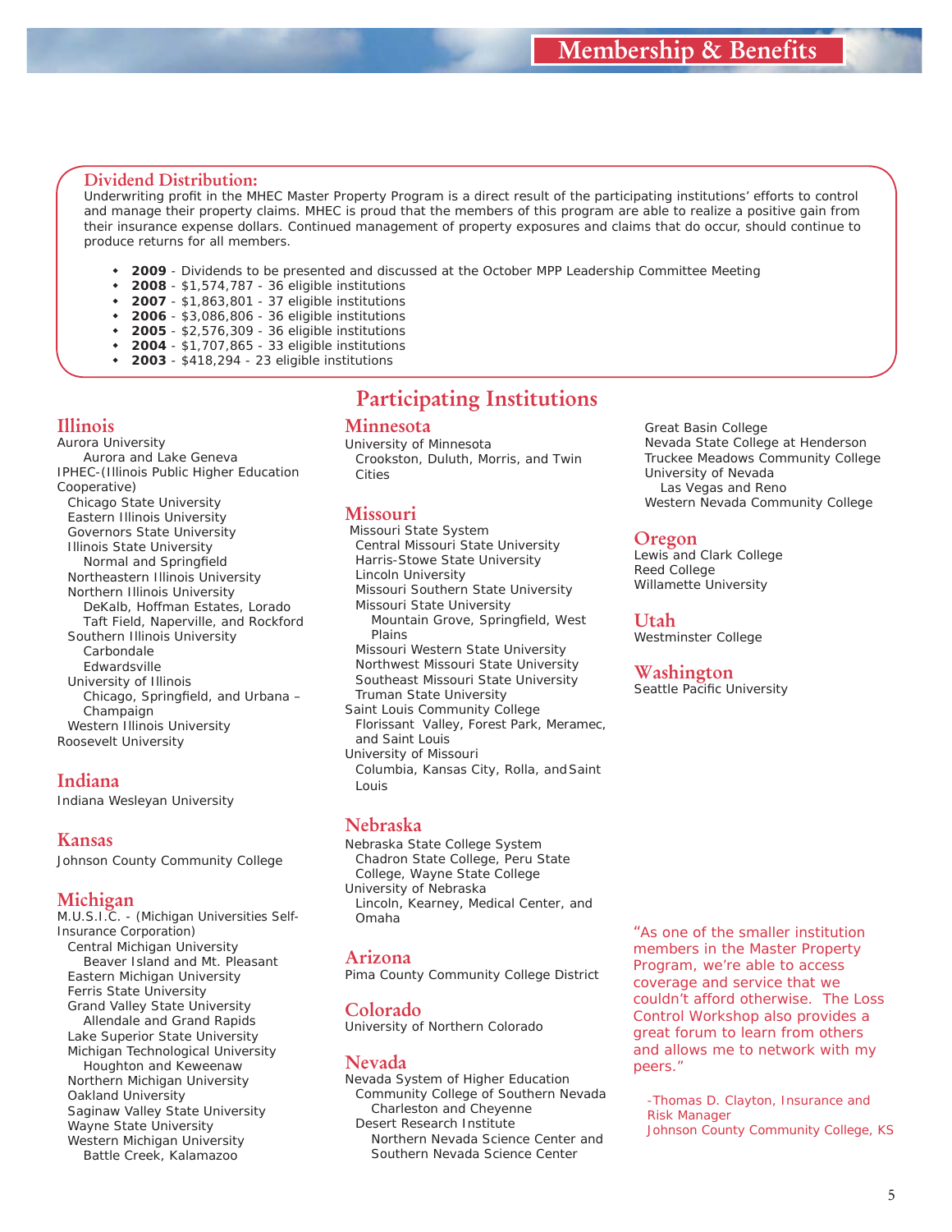# Membership & Benefits

## Dividend Distribution:

Underwriting profit in the MHEC Master Property Program is a direct result of the participating institutions' efforts to control and manage their property claims. MHEC is proud that the members of this program are able to realize a positive gain from their insurance expense dollars. Continued management of property exposures and claims that do occur, should continue to produce returns for all members.

- **2009** - Dividends to be presented and discussed at the October MPP Leadership Committee Meeting
- **2008** - $1,574,787 - 36 eligible institutions
- **2007** - $1,863,801 - 37 eligible institutions
- **2006** - $3,086,806 - 36 eligible institutions
- **2005** - $2,576,309 - 36 eligible institutions
- **2004** - $1,707,865 - 33 eligible institutions
- **2003** - $418,294 - 23 eligible institutions

## Participating Institutions

### Illinois

Aurora University
- Aurora and Lake Geneva

IPHEC-(Illinois Public Higher Education Cooperative)
- Chicago State University
- Eastern Illinois University
- Governors State University
- Illinois State University
  - Normal and Springfield
- Northeastern Illinois University
- Northern Illinois University
  - DeKalb, Hoffman Estates, Lorado Taft Field, Naperville, and Rockford
- Southern Illinois University
  - Carbondale
  - Edwardsville
- University of Illinois
  - Chicago, Springfield, and Urbana – Champaign
- Western Illinois University

Roosevelt University

### Indiana

Indiana Wesleyan University

### Kansas

Johnson County Community College

### Michigan

M.U.S.I.C. - (Michigan Universities Self-Insurance Corporation)
- Central Michigan University
  - Beaver Island and Mt. Pleasant
- Eastern Michigan University
- Ferris State University
- Grand Valley State University
  - Allendale and Grand Rapids
- Lake Superior State University
- Michigan Technological University
  - Houghton and Keweenaw
- Northern Michigan University
- Oakland University
- Saginaw Valley State University
- Wayne State University
- Western Michigan University
  - Battle Creek, Kalamazoo

### Minnesota

University of Minnesota
- Crookston, Duluth, Morris, and Twin Cities

### Missouri

Missouri State System
- Central Missouri State University
- Harris-Stowe State University
- Lincoln University
- Missouri Southern State University
- Missouri State University
  - Mountain Grove, Springfield, West Plains
- Missouri Western State University
- Northwest Missouri State University
- Southeast Missouri State University
- Truman State University

Saint Louis Community College
- Florissant Valley, Forest Park, Meramec, and Saint Louis

University of Missouri
- Columbia, Kansas City, Rolla, and Saint Louis

### Nebraska

Nebraska State College System
- Chadron State College, Peru State College, Wayne State College

University of Nebraska
- Lincoln, Kearney, Medical Center, and Omaha

### Arizona

Pima County Community College District

### Colorado

University of Northern Colorado

### Nevada

Nevada System of Higher Education
- Community College of Southern Nevada
  - Charleston and Cheyenne
- Desert Research Institute
  - Northern Nevada Science Center and Southern Nevada Science Center
- Great Basin College
- Nevada State College at Henderson
- Truckee Meadows Community College
- University of Nevada
  - Las Vegas and Reno
- Western Nevada Community College

### Oregon

Lewis and Clark College
Reed College
Willamette University

### Utah

Westminster College

### Washington

Seattle Pacific University

"As one of the smaller institution members in the Master Property Program, we're able to access coverage and service that we couldn't afford otherwise. The Loss Control Workshop also provides a great forum to learn from others and allows me to network with my peers."

-Thomas D. Clayton, Insurance and Risk Manager
Johnson County Community College, KS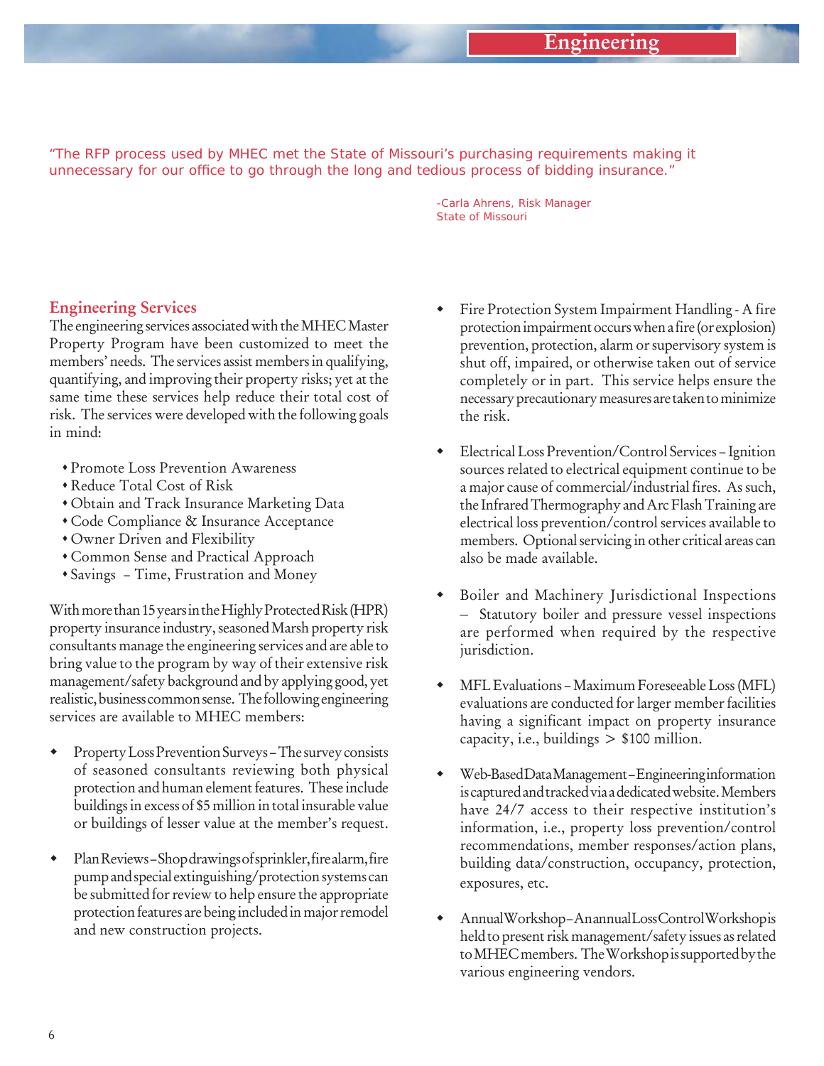# Engineering

"The RFP process used by MHEC met the State of Missouri's purchasing requirements making it unnecessary for our office to go through the long and tedious process of bidding insurance."

-Carla Ahrens, Risk Manager
State of Missouri

## Engineering Services

The engineering services associated with the MHEC Master Property Program have been customized to meet the members' needs. The services assist members in qualifying, quantifying, and improving their property risks; yet at the same time these services help reduce their total cost of risk. The services were developed with the following goals in mind:

- Promote Loss Prevention Awareness
- Reduce Total Cost of Risk
- Obtain and Track Insurance Marketing Data
- Code Compliance & Insurance Acceptance
- Owner Driven and Flexibility
- Common Sense and Practical Approach
- Savings – Time, Frustration and Money

With more than 15 years in the Highly Protected Risk (HPR) property insurance industry, seasoned Marsh property risk consultants manage the engineering services and are able to bring value to the program by way of their extensive risk management/safety background and by applying good, yet realistic, business common sense. The following engineering services are available to MHEC members:

- Property Loss Prevention Surveys – The survey consists of seasoned consultants reviewing both physical protection and human element features. These include buildings in excess of $5 million in total insurable value or buildings of lesser value at the member's request.

- Plan Reviews – Shop drawings of sprinkler, fire alarm, fire pump and special extinguishing/protection systems can be submitted for review to help ensure the appropriate protection features are being included in major remodel and new construction projects.

- Fire Protection System Impairment Handling - A fire protection impairment occurs when a fire (or explosion) prevention, protection, alarm or supervisory system is shut off, impaired, or otherwise taken out of service completely or in part. This service helps ensure the necessary precautionary measures are taken to minimize the risk.

- Electrical Loss Prevention/Control Services – Ignition sources related to electrical equipment continue to be a major cause of commercial/industrial fires. As such, the Infrared Thermography and Arc Flash Training are electrical loss prevention/control services available to members. Optional servicing in other critical areas can also be made available.

- Boiler and Machinery Jurisdictional Inspections – Statutory boiler and pressure vessel inspections are performed when required by the respective jurisdiction.

- MFL Evaluations – Maximum Foreseeable Loss (MFL) evaluations are conducted for larger member facilities having a significant impact on property insurance capacity, i.e., buildings > $100 million.

- Web-Based Data Management – Engineering information is captured and tracked via a dedicated website. Members have 24/7 access to their respective institution's information, i.e., property loss prevention/control recommendations, member responses/action plans, building data/construction, occupancy, protection, exposures, etc.

- Annual Workshop – An annual Loss Control Workshop is held to present risk management/safety issues as related to MHEC members. The Workshop is supported by the various engineering vendors.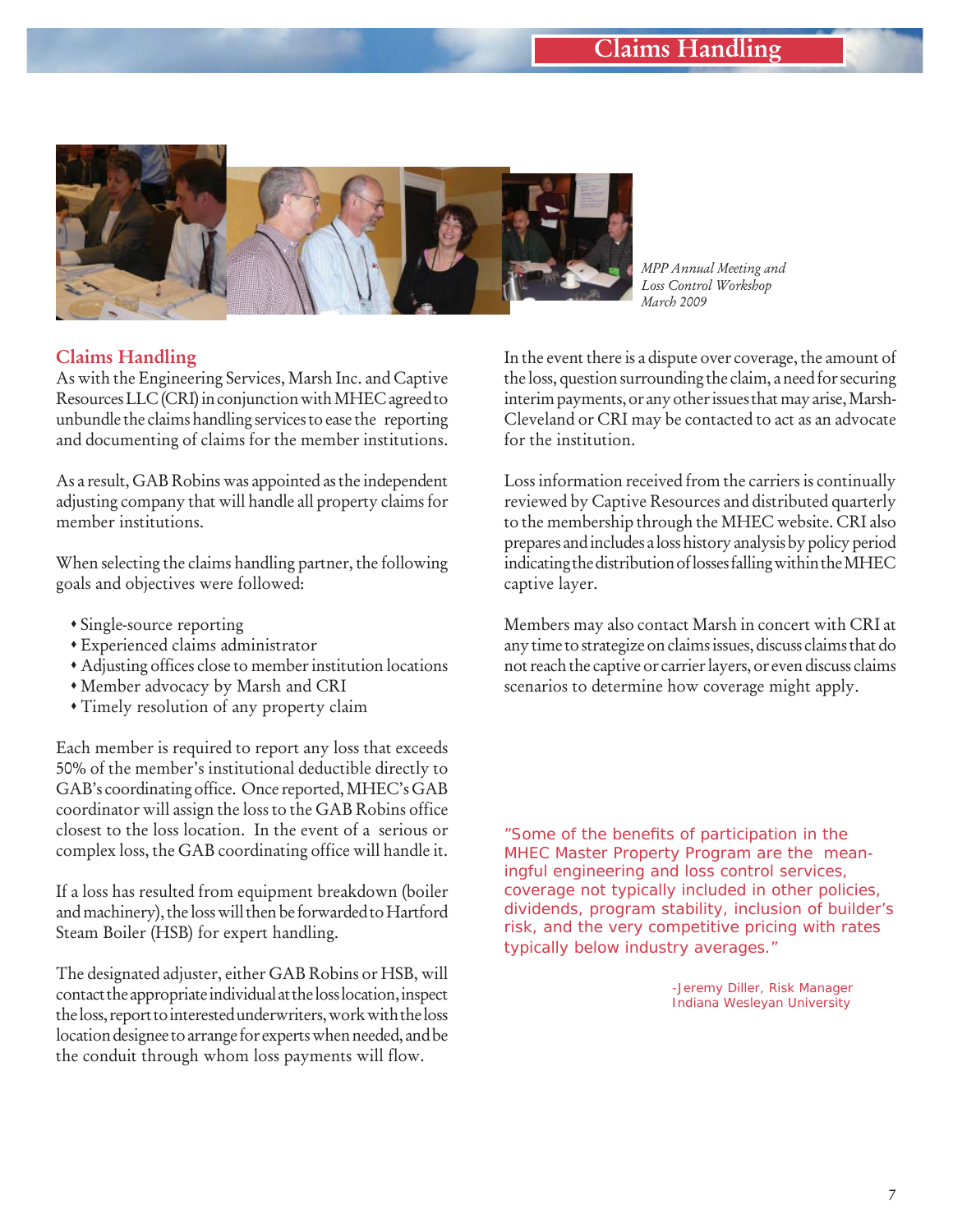MPP Annual Meeting and Loss Control Workshop March 2009

## Claims Handling

As with the Engineering Services, Marsh Inc. and Captive Resources LLC (CRI) in conjunction with MHEC agreed to unbundle the claims handling services to ease the reporting and documenting of claims for the member institutions.

As a result, GAB Robins was appointed as the independent adjusting company that will handle all property claims for member institutions.

When selecting the claims handling partner, the following goals and objectives were followed:

- Single-source reporting
- Experienced claims administrator
- Adjusting offices close to member institution locations
- Member advocacy by Marsh and CRI
- Timely resolution of any property claim

Each member is required to report any loss that exceeds 50% of the member's institutional deductible directly to GAB's coordinating office. Once reported, MHEC's GAB coordinator will assign the loss to the GAB Robins office closest to the loss location. In the event of a serious or complex loss, the GAB coordinating office will handle it.

If a loss has resulted from equipment breakdown (boiler and machinery), the loss will then be forwarded to Hartford Steam Boiler (HSB) for expert handling.

The designated adjuster, either GAB Robins or HSB, will contact the appropriate individual at the loss location, inspect the loss, report to interested underwriters, work with the loss location designee to arrange for experts when needed, and be the conduit through whom loss payments will flow.

In the event there is a dispute over coverage, the amount of the loss, question surrounding the claim, a need for securing interim payments, or any other issues that may arise, Marsh-Cleveland or CRI may be contacted to act as an advocate for the institution.

Loss information received from the carriers is continually reviewed by Captive Resources and distributed quarterly to the membership through the MHEC website. CRI also prepares and includes a loss history analysis by policy period indicating the distribution of losses falling within the MHEC captive layer.

Members may also contact Marsh in concert with CRI at any time to strategize on claims issues, discuss claims that do not reach the captive or carrier layers, or even discuss claims scenarios to determine how coverage might apply.

"Some of the benefits of participation in the MHEC Master Property Program are the meaningful engineering and loss control services, coverage not typically included in other policies, dividends, program stability, inclusion of builder's risk, and the very competitive pricing with rates typically below industry averages."

-Jeremy Diller, Risk Manager
Indiana Wesleyan University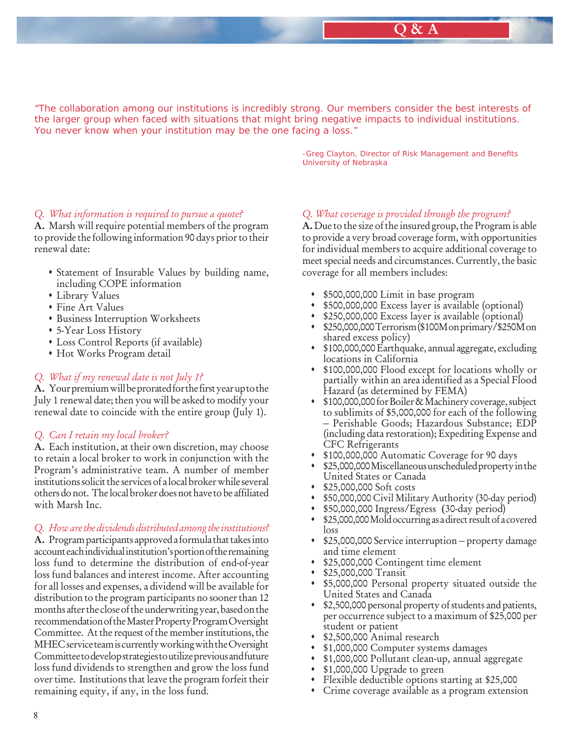# Q & A

"The collaboration among our institutions is incredibly strong. Our members consider the best interests of the larger group when faced with situations that might bring negative impacts to individual institutions. You never know when your institution may be the one facing a loss."

-Greg Clayton, Director of Risk Management and Benefits
University of Nebraska

*Q. What information is required to pursue a quote?*

**A.** Marsh will require potential members of the program to provide the following information 90 days prior to their renewal date:

- Statement of Insurable Values by building name, including COPE information
- Library Values
- Fine Art Values
- Business Interruption Worksheets
- 5-Year Loss History
- Loss Control Reports (if available)
- Hot Works Program detail

*Q. What if my renewal date is not July 1?*

**A.** Your premium will be prorated for the first year up to the July 1 renewal date; then you will be asked to modify your renewal date to coincide with the entire group (July 1).

*Q. Can I retain my local broker?*

**A.** Each institution, at their own discretion, may choose to retain a local broker to work in conjunction with the Program's administrative team. A number of member institutions solicit the services of a local broker while several others do not. The local broker does not have to be affiliated with Marsh Inc.

*Q. How are the dividends distributed among the institutions?*

**A.** Program participants approved a formula that takes into account each individual institution's portion of the remaining loss fund to determine the distribution of end-of-year loss fund balances and interest income. After accounting for all losses and expenses, a dividend will be available for distribution to the program participants no sooner than 12 months after the close of the underwriting year, based on the recommendation of the Master Property Program Oversight Committee. At the request of the member institutions, the MHEC service team is currently working with the Oversight Committee to develop strategies to utilize previous and future loss fund dividends to strengthen and grow the loss fund over time. Institutions that leave the program forfeit their remaining equity, if any, in the loss fund.

*Q. What coverage is provided through the program?*

**A.** Due to the size of the insured group, the Program is able to provide a very broad coverage form, with opportunities for individual members to acquire additional coverage to meet special needs and circumstances. Currently, the basic coverage for all members includes:

- $500,000,000 Limit in base program
- $500,000,000 Excess layer is available (optional)
- $250,000,000 Excess layer is available (optional)
- $250,000,000 Terrorism ($100M on primary/$250M on shared excess policy)
- $100,000,000 Earthquake, annual aggregate, excluding locations in California
- $100,000,000 Flood except for locations wholly or partially within an area identified as a Special Flood Hazard (as determined by FEMA)
- $100,000,000 for Boiler & Machinery coverage, subject to sublimits of $5,000,000 for each of the following – Perishable Goods; Hazardous Substance; EDP (including data restoration); Expediting Expense and CFC Refrigerants
- $100,000,000 Automatic Coverage for 90 days
- $25,000,000 Miscellaneous unscheduled property in the United States or Canada
- $25,000,000 Soft costs
- $50,000,000 Civil Military Authority (30-day period)
- $50,000,000 Ingress/Egress (30-day period)
- $25,000,000 Mold occurring as a direct result of a covered loss
- $25,000,000 Service interruption – property damage and time element
- $25,000,000 Contingent time element
- $25,000,000 Transit
- $5,000,000 Personal property situated outside the United States and Canada
- $2,500,000 personal property of students and patients, per occurrence subject to a maximum of $25,000 per student or patient
- $2,500,000 Animal research
- $1,000,000 Computer systems damages
- $1,000,000 Pollutant clean-up, annual aggregate
- $1,000,000 Upgrade to green
- Flexible deductible options starting at $25,000
- Crime coverage available as a program extension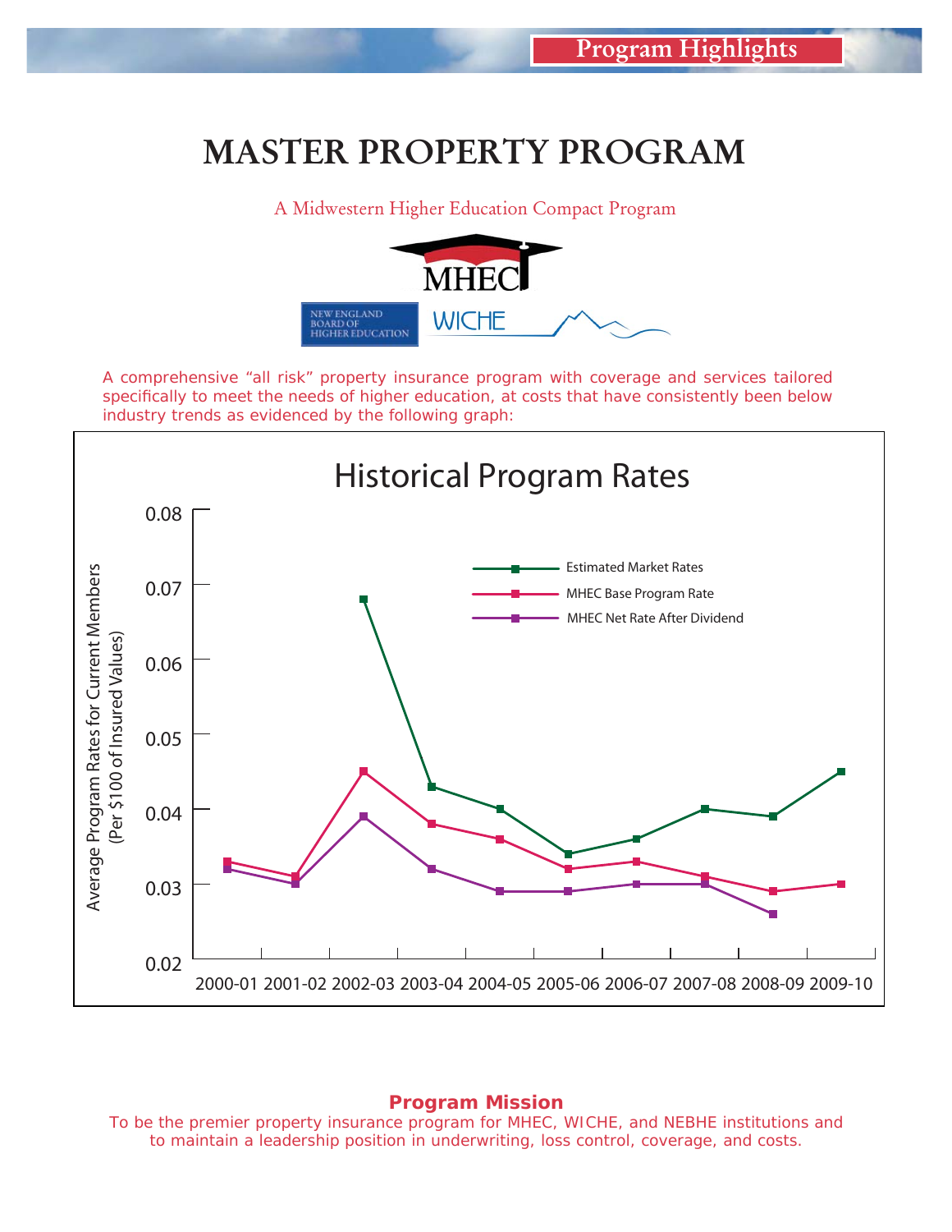Program Highlights

# MASTER PROPERTY PROGRAM

A Midwestern Higher Education Compact Program

MHEC

NEW ENGLAND BOARD OF HIGHER EDUCATION

WICHE

A comprehensive "all risk" property insurance program with coverage and services tailored specifically to meet the needs of higher education, at costs that have consistently been below industry trends as evidenced by the following graph:

## Historical Program Rates

Average Program Rates for Current Members (Per $100 of Insured Values)

| Year | Estimated Market Rates | MHEC Base Program Rate | MHEC Net Rate After Dividend |
|---|---|---|---|
| 2000-01 | | 0.033 | 0.032 |
| 2001-02 | | 0.031 | 0.030 |
| 2002-03 | 0.068 | 0.045 | 0.039 |
| 2003-04 | 0.043 | 0.038 | 0.032 |
| 2004-05 | 0.040 | 0.036 | 0.029 |
| 2005-06 | 0.034 | 0.032 | 0.029 |
| 2006-07 | 0.036 | 0.033 | 0.030 |
| 2007-08 | 0.040 | 0.031 | 0.030 |
| 2008-09 | 0.039 | 0.029 | 0.026 |
| 2009-10 | 0.045 | 0.030 | |

**Program Mission**

To be the premier property insurance program for MHEC, WICHE, and NEBHE institutions and to maintain a leadership position in underwriting, loss control, coverage, and costs.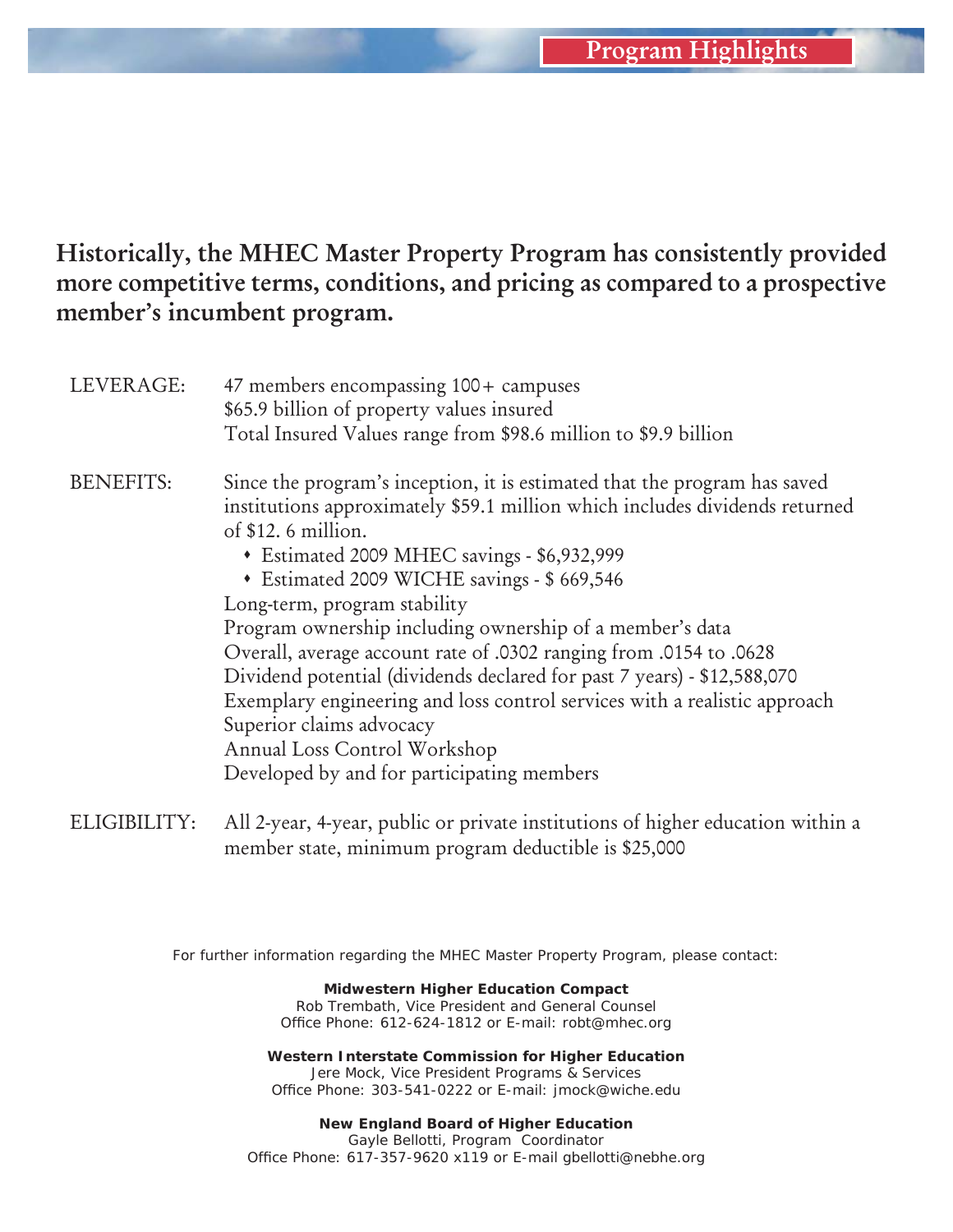## Program Highlights

**Historically, the MHEC Master Property Program has consistently provided more competitive terms, conditions, and pricing as compared to a prospective member's incumbent program.**

LEVERAGE:

47 members encompassing 100+ campuses
$65.9 billion of property values insured
Total Insured Values range from $98.6 million to $9.9 billion

BENEFITS:

Since the program's inception, it is estimated that the program has saved institutions approximately $59.1 million which includes dividends returned of $12. 6 million.

- Estimated 2009 MHEC savings - $6,932,999
- Estimated 2009 WICHE savings - $ 669,546

Long-term, program stability
Program ownership including ownership of a member's data
Overall, average account rate of .0302 ranging from .0154 to .0628
Dividend potential (dividends declared for past 7 years) - $12,588,070
Exemplary engineering and loss control services with a realistic approach
Superior claims advocacy
Annual Loss Control Workshop
Developed by and for participating members

ELIGIBILITY:

All 2-year, 4-year, public or private institutions of higher education within a member state, minimum program deductible is $25,000

For further information regarding the MHEC Master Property Program, please contact:

**Midwestern Higher Education Compact**
Rob Trembath, Vice President and General Counsel
Office Phone: 612-624-1812 or E-mail: robt@mhec.org

**Western Interstate Commission for Higher Education**
Jere Mock, Vice President Programs & Services
Office Phone: 303-541-0222 or E-mail: jmock@wiche.edu

**New England Board of Higher Education**
Gayle Bellotti, Program Coordinator
Office Phone: 617-357-9620 x119 or E-mail gbellotti@nebhe.org